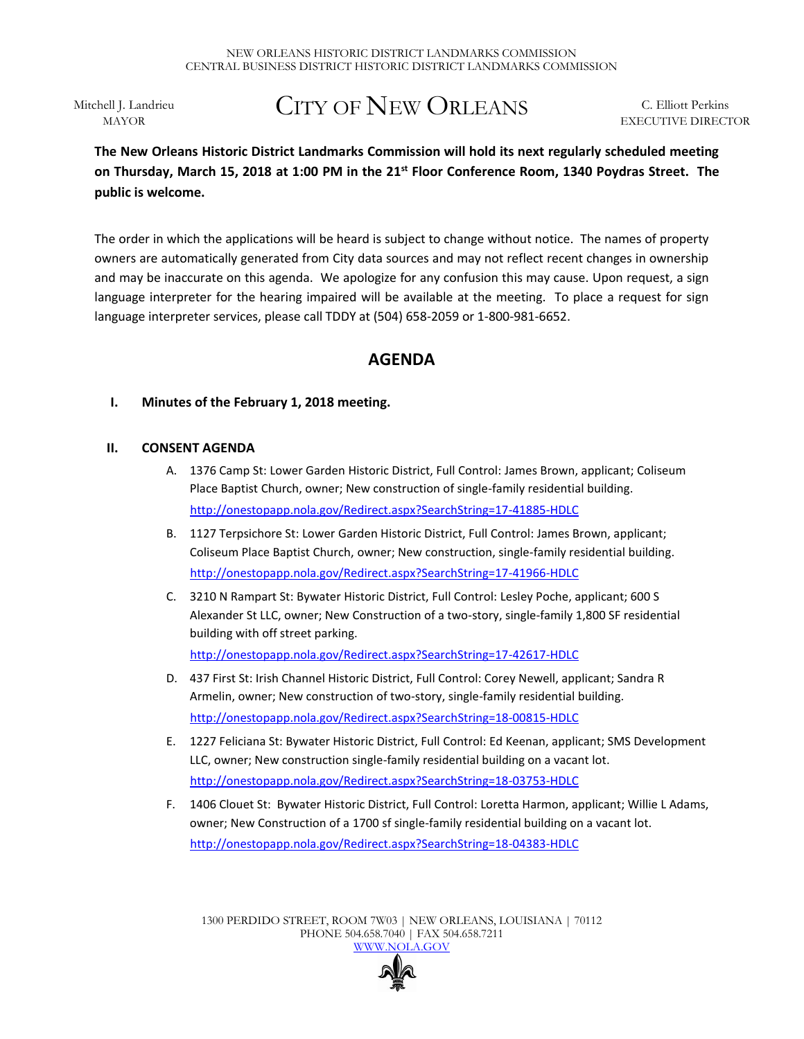NEW ORLEANS HISTORIC DISTRICT LANDMARKS COMMISSION
CENTRAL BUSINESS DISTRICT HISTORIC DISTRICT LANDMARKS COMMISSION

Mitchell J. Landrieu
MAYOR

# CITY OF NEW ORLEANS

C. Elliott Perkins
EXECUTIVE DIRECTOR

**The New Orleans Historic District Landmarks Commission will hold its next regularly scheduled meeting on Thursday, March 15, 2018 at 1:00 PM in the 21st Floor Conference Room, 1340 Poydras Street. The public is welcome.**

The order in which the applications will be heard is subject to change without notice. The names of property owners are automatically generated from City data sources and may not reflect recent changes in ownership and may be inaccurate on this agenda. We apologize for any confusion this may cause. Upon request, a sign language interpreter for the hearing impaired will be available at the meeting. To place a request for sign language interpreter services, please call TDDY at (504) 658-2059 or 1-800-981-6652.

## AGENDA

**I. Minutes of the February 1, 2018 meeting.**

**II. CONSENT AGENDA**

A. 1376 Camp St: Lower Garden Historic District, Full Control: James Brown, applicant; Coliseum Place Baptist Church, owner; New construction of single-family residential building.
http://onestopapp.nola.gov/Redirect.aspx?SearchString=17-41885-HDLC

B. 1127 Terpsichore St: Lower Garden Historic District, Full Control: James Brown, applicant; Coliseum Place Baptist Church, owner; New construction, single-family residential building.
http://onestopapp.nola.gov/Redirect.aspx?SearchString=17-41966-HDLC

C. 3210 N Rampart St: Bywater Historic District, Full Control: Lesley Poche, applicant; 600 S Alexander St LLC, owner; New Construction of a two-story, single-family 1,800 SF residential building with off street parking.
http://onestopapp.nola.gov/Redirect.aspx?SearchString=17-42617-HDLC

D. 437 First St: Irish Channel Historic District, Full Control: Corey Newell, applicant; Sandra R Armelin, owner; New construction of two-story, single-family residential building.
http://onestopapp.nola.gov/Redirect.aspx?SearchString=18-00815-HDLC

E. 1227 Feliciana St: Bywater Historic District, Full Control: Ed Keenan, applicant; SMS Development LLC, owner; New construction single-family residential building on a vacant lot.
http://onestopapp.nola.gov/Redirect.aspx?SearchString=18-03753-HDLC

F. 1406 Clouet St: Bywater Historic District, Full Control: Loretta Harmon, applicant; Willie L Adams, owner; New Construction of a 1700 sf single-family residential building on a vacant lot.
http://onestopapp.nola.gov/Redirect.aspx?SearchString=18-04383-HDLC

1300 PERDIDO STREET, ROOM 7W03 | NEW ORLEANS, LOUISIANA | 70112
PHONE 504.658.7040 | FAX 504.658.7211
WWW.NOLA.GOV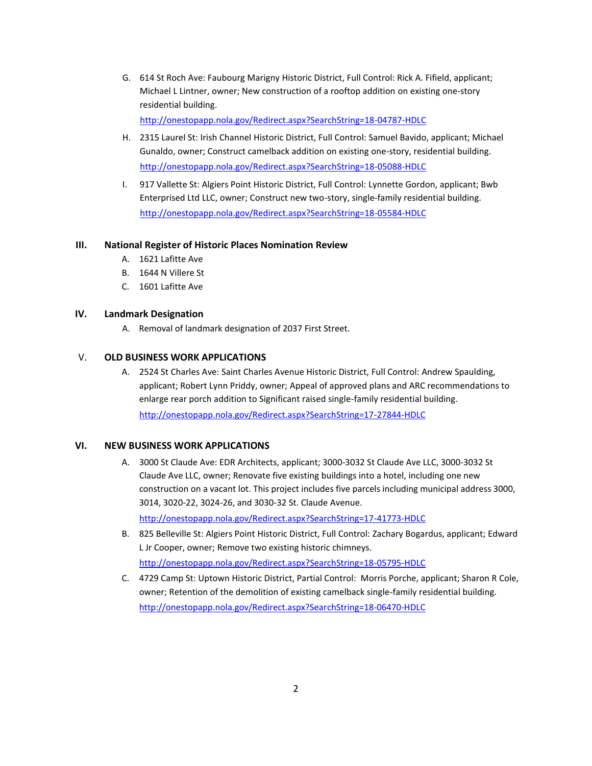G. 614 St Roch Ave: Faubourg Marigny Historic District, Full Control: Rick A. Fifield, applicant; Michael L Lintner, owner; New construction of a rooftop addition on existing one-story residential building.
   http://onestopapp.nola.gov/Redirect.aspx?SearchString=18-04787-HDLC

H. 2315 Laurel St: Irish Channel Historic District, Full Control: Samuel Bavido, applicant; Michael Gunaldo, owner; Construct camelback addition on existing one-story, residential building.
   http://onestopapp.nola.gov/Redirect.aspx?SearchString=18-05088-HDLC

I. 917 Vallette St: Algiers Point Historic District, Full Control: Lynnette Gordon, applicant; Bwb Enterprised Ltd LLC, owner; Construct new two-story, single-family residential building.
   http://onestopapp.nola.gov/Redirect.aspx?SearchString=18-05584-HDLC

## III. National Register of Historic Places Nomination Review

A. 1621 Lafitte Ave
B. 1644 N Villere St
C. 1601 Lafitte Ave

## IV. Landmark Designation

A. Removal of landmark designation of 2037 First Street.

## V. OLD BUSINESS WORK APPLICATIONS

A. 2524 St Charles Ave: Saint Charles Avenue Historic District, Full Control: Andrew Spaulding, applicant; Robert Lynn Priddy, owner; Appeal of approved plans and ARC recommendations to enlarge rear porch addition to Significant raised single-family residential building.
   http://onestopapp.nola.gov/Redirect.aspx?SearchString=17-27844-HDLC

## VI. NEW BUSINESS WORK APPLICATIONS

A. 3000 St Claude Ave: EDR Architects, applicant; 3000-3032 St Claude Ave LLC, 3000-3032 St Claude Ave LLC, owner; Renovate five existing buildings into a hotel, including one new construction on a vacant lot. This project includes five parcels including municipal address 3000, 3014, 3020-22, 3024-26, and 3030-32 St. Claude Avenue.
   http://onestopapp.nola.gov/Redirect.aspx?SearchString=17-41773-HDLC

B. 825 Belleville St: Algiers Point Historic District, Full Control: Zachary Bogardus, applicant; Edward L Jr Cooper, owner; Remove two existing historic chimneys.
   http://onestopapp.nola.gov/Redirect.aspx?SearchString=18-05795-HDLC

C. 4729 Camp St: Uptown Historic District, Partial Control: Morris Porche, applicant; Sharon R Cole, owner; Retention of the demolition of existing camelback single-family residential building.
   http://onestopapp.nola.gov/Redirect.aspx?SearchString=18-06470-HDLC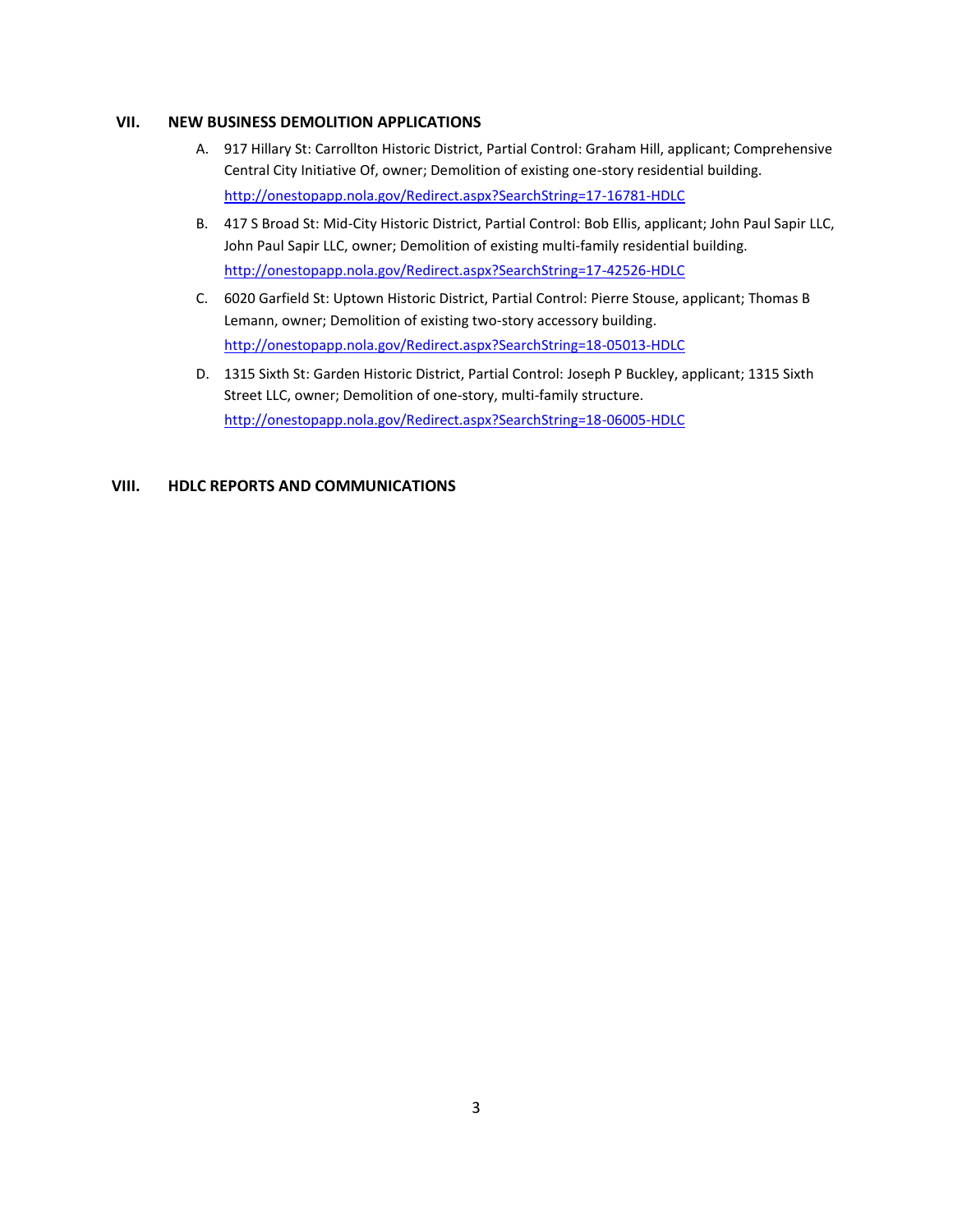## VII. NEW BUSINESS DEMOLITION APPLICATIONS

A. 917 Hillary St: Carrollton Historic District, Partial Control: Graham Hill, applicant; Comprehensive Central City Initiative Of, owner; Demolition of existing one-story residential building.
http://onestopapp.nola.gov/Redirect.aspx?SearchString=17-16781-HDLC

B. 417 S Broad St: Mid-City Historic District, Partial Control: Bob Ellis, applicant; John Paul Sapir LLC, John Paul Sapir LLC, owner; Demolition of existing multi-family residential building.
http://onestopapp.nola.gov/Redirect.aspx?SearchString=17-42526-HDLC

C. 6020 Garfield St: Uptown Historic District, Partial Control: Pierre Stouse, applicant; Thomas B Lemann, owner; Demolition of existing two-story accessory building.
http://onestopapp.nola.gov/Redirect.aspx?SearchString=18-05013-HDLC

D. 1315 Sixth St: Garden Historic District, Partial Control: Joseph P Buckley, applicant; 1315 Sixth Street LLC, owner; Demolition of one-story, multi-family structure.
http://onestopapp.nola.gov/Redirect.aspx?SearchString=18-06005-HDLC

## VIII. HDLC REPORTS AND COMMUNICATIONS